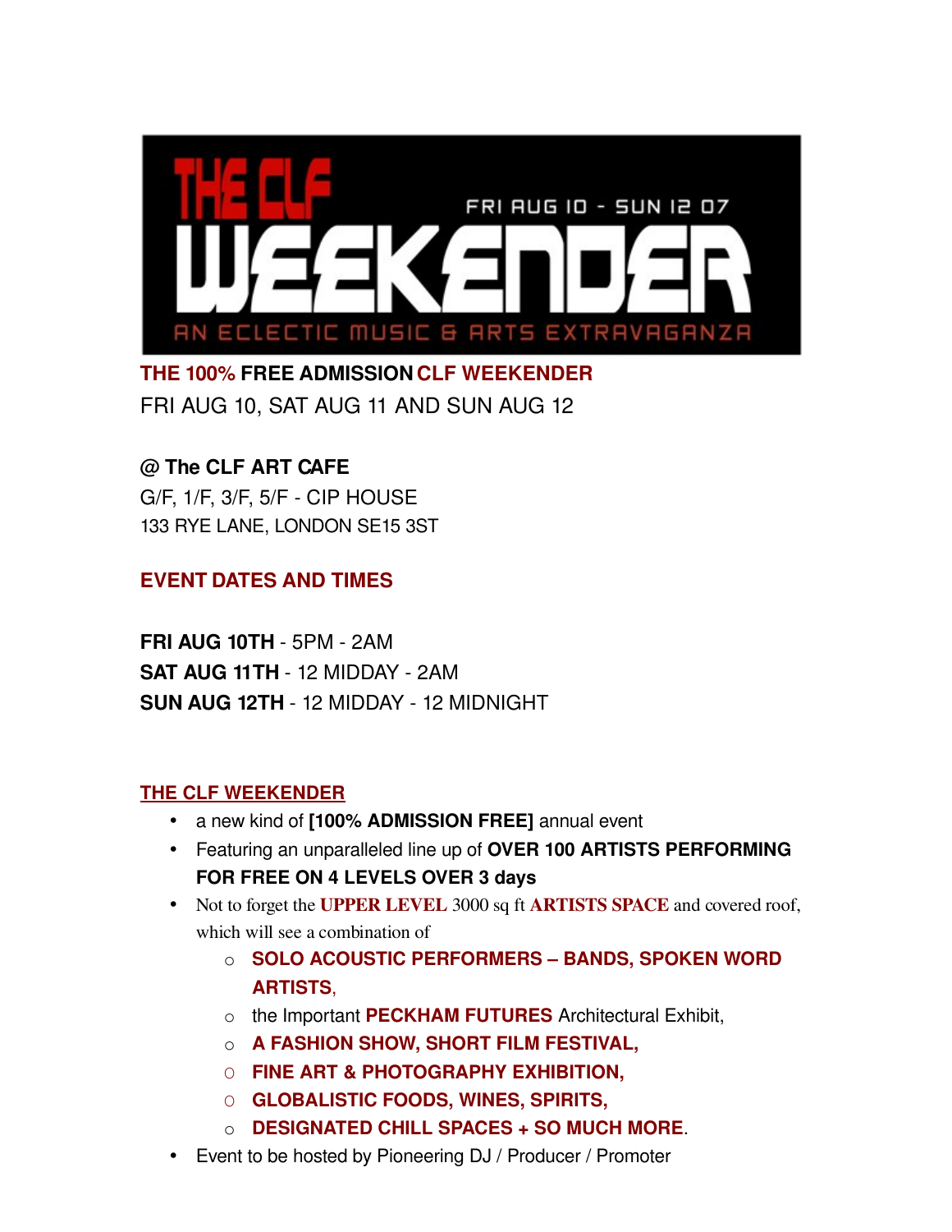# THE CLF WEEKENDER

FRI AUG 10 - SUN 12 07

AN ECLECTIC MUSIC & ARTS EXTRAVAGANZA

**THE 100% FREE ADMISSION CLF WEEKENDER**

FRI AUG 10, SAT AUG 11 AND SUN AUG 12

**@ The CLF ART CAFE**

G/F, 1/F, 3/F, 5/F - CIP HOUSE

133 RYE LANE, LONDON SE15 3ST

## EVENT DATES AND TIMES

**FRI AUG 10TH** - 5PM - 2AM

**SAT AUG 11TH** - 12 MIDDAY - 2AM

**SUN AUG 12TH** - 12 MIDDAY - 12 MIDNIGHT

## THE CLF WEEKENDER

- a new kind of **[100% ADMISSION FREE]** annual event
- Featuring an unparalleled line up of **OVER 100 ARTISTS PERFORMING FOR FREE ON 4 LEVELS OVER 3 days**
- Not to forget the **UPPER LEVEL** 3000 sq ft **ARTISTS SPACE** and covered roof, which will see a combination of
  - **SOLO ACOUSTIC PERFORMERS – BANDS, SPOKEN WORD ARTISTS**,
  - the Important **PECKHAM FUTURES** Architectural Exhibit,
  - **A FASHION SHOW, SHORT FILM FESTIVAL,**
  - **FINE ART & PHOTOGRAPHY EXHIBITION,**
  - **GLOBALISTIC FOODS, WINES, SPIRITS,**
  - **DESIGNATED CHILL SPACES + SO MUCH MORE**.
- Event to be hosted by Pioneering DJ / Producer / Promoter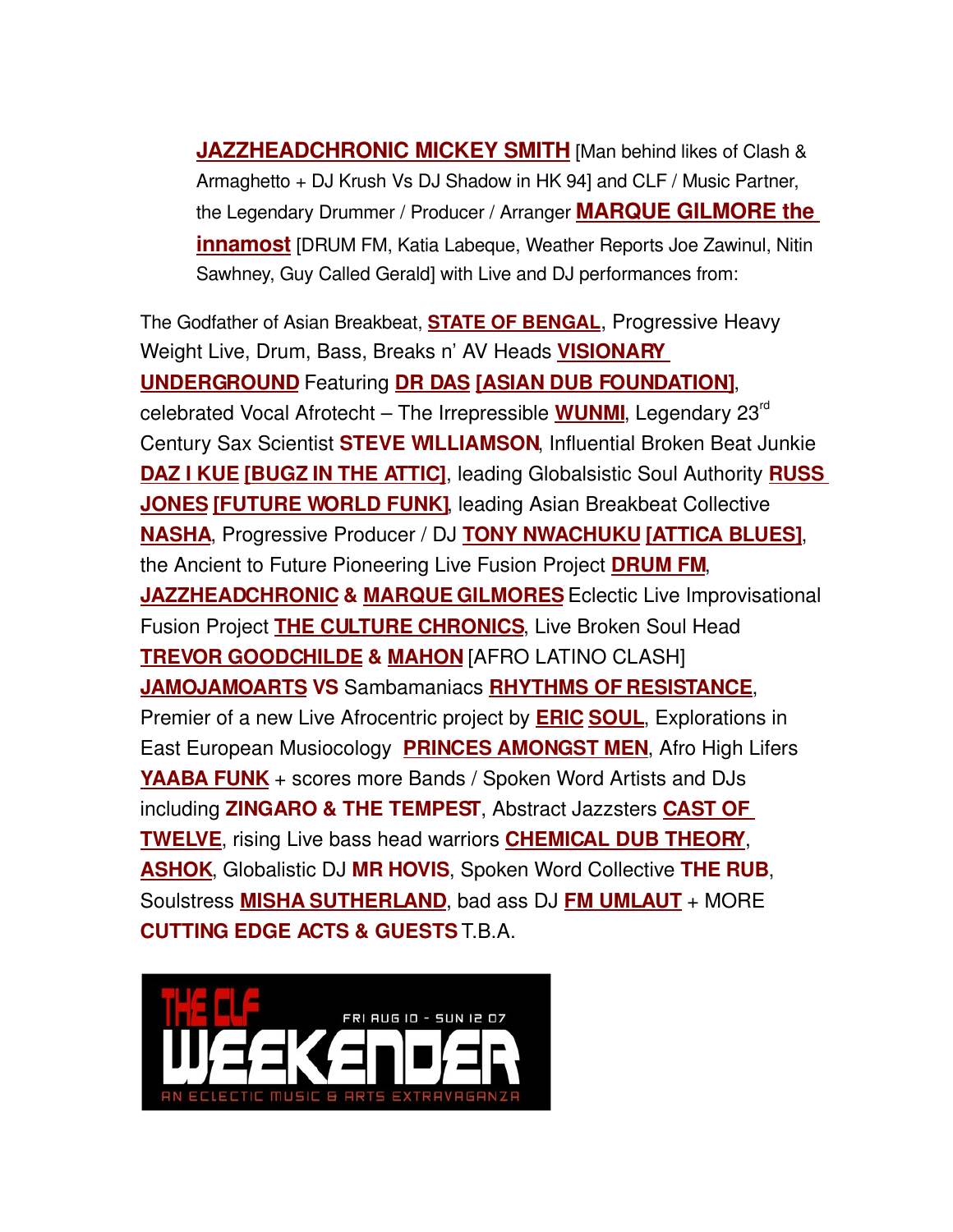**JAZZHEADCHRONIC MICKEY SMITH** [Man behind likes of Clash & Armaghetto + DJ Krush Vs DJ Shadow in HK 94] and CLF / Music Partner, the Legendary Drummer / Producer / Arranger **MARQUE GILMORE the innamost** [DRUM FM, Katia Labeque, Weather Reports Joe Zawinul, Nitin Sawhney, Guy Called Gerald] with Live and DJ performances from:

The Godfather of Asian Breakbeat, **STATE OF BENGAL**, Progressive Heavy Weight Live, Drum, Bass, Breaks n' AV Heads **VISIONARY UNDERGROUND** Featuring **DR DAS [ASIAN DUB FOUNDATION]**, celebrated Vocal Afrotecht – The Irrepressible **WUNMI**, Legendary 23rd Century Sax Scientist **STEVE WILLIAMSON**, Influential Broken Beat Junkie **DAZ I KUE [BUGZ IN THE ATTIC]**, leading Globalsistic Soul Authority **RUSS JONES [FUTURE WORLD FUNK]**, leading Asian Breakbeat Collective **NASHA**, Progressive Producer / DJ **TONY NWACHUKU [ATTICA BLUES]**, the Ancient to Future Pioneering Live Fusion Project **DRUM FM**, **JAZZHEADCHRONIC & MARQUE GILMORES** Eclectic Live Improvisational Fusion Project **THE CULTURE CHRONICS**, Live Broken Soul Head **TREVOR GOODCHILDE & MAHON** [AFRO LATINO CLASH] **JAMOJAMOARTS VS** Sambamaniacs **RHYTHMS OF RESISTANCE**, Premier of a new Live Afrocentric project by **ERIC SOUL**, Explorations in East European Musiocology **PRINCES AMONGST MEN**, Afro High Lifers **YAABA FUNK** + scores more Bands / Spoken Word Artists and DJs including **ZINGARO & THE TEMPEST**, Abstract Jazzsters **CAST OF TWELVE**, rising Live bass head warriors **CHEMICAL DUB THEORY**, **ASHOK**, Globalistic DJ **MR HOVIS**, Spoken Word Collective **THE RUB**, Soulstress **MISHA SUTHERLAND**, bad ass DJ **FM UMLAUT** + MORE **CUTTING EDGE ACTS & GUESTS** T.B.A.

THE CLF WEEKENDER

FRI AUG 10 - SUN 12 07

AN ECLECTIC MUSIC & ARTS EXTRAVAGANZA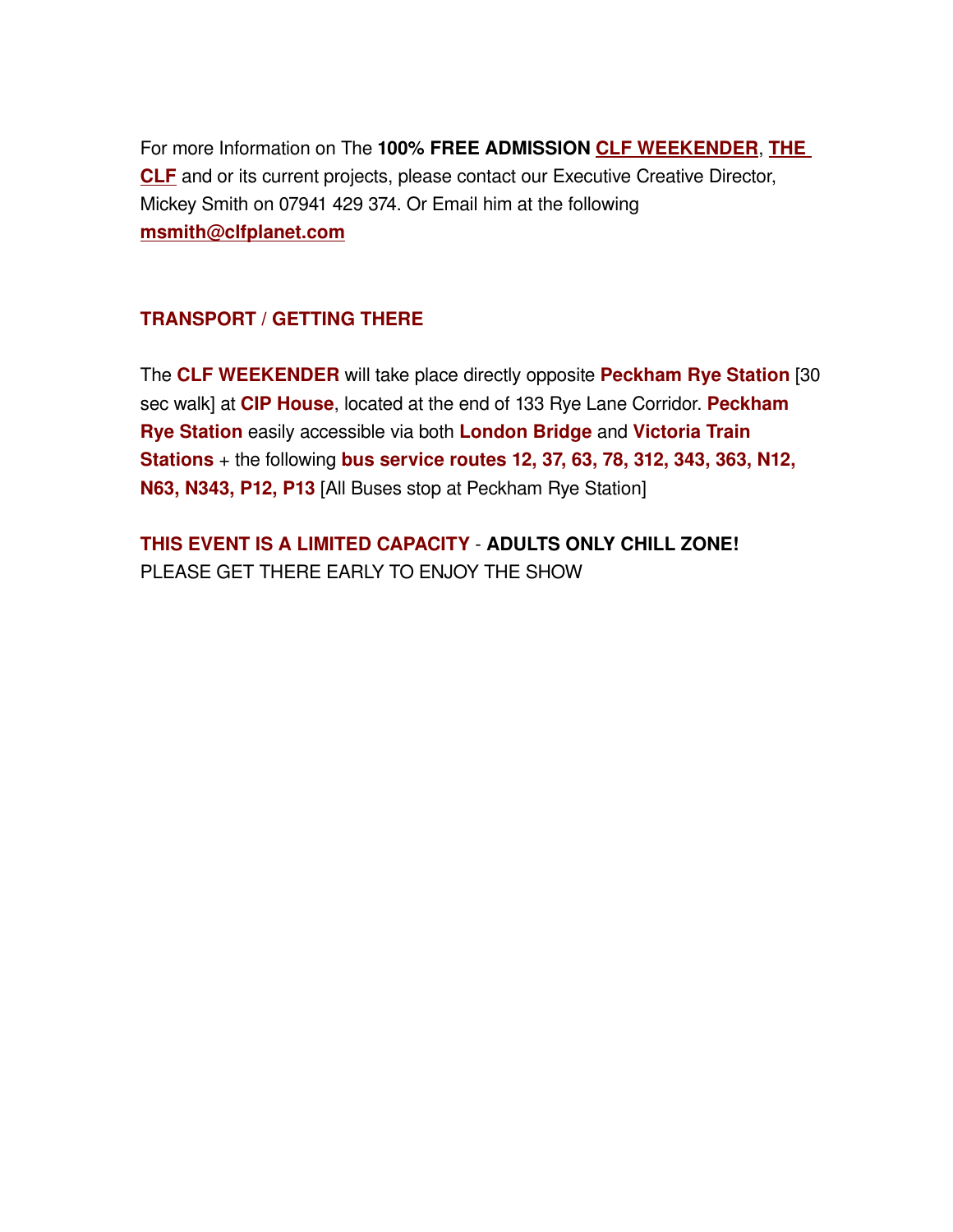For more Information on The **100% FREE ADMISSION** **CLF WEEKENDER**, **THE CLF** and or its current projects, please contact our Executive Creative Director, Mickey Smith on 07941 429 374. Or Email him at the following **msmith@clfplanet.com**

## TRANSPORT / GETTING THERE

The **CLF WEEKENDER** will take place directly opposite **Peckham Rye Station** [30 sec walk] at **CIP House**, located at the end of 133 Rye Lane Corridor. **Peckham Rye Station** easily accessible via both **London Bridge** and **Victoria Train Stations** + the following **bus service routes 12, 37, 63, 78, 312, 343, 363, N12, N63, N343, P12, P13** [All Buses stop at Peckham Rye Station]

**THIS EVENT IS A LIMITED CAPACITY** - **ADULTS ONLY CHILL ZONE!**
PLEASE GET THERE EARLY TO ENJOY THE SHOW